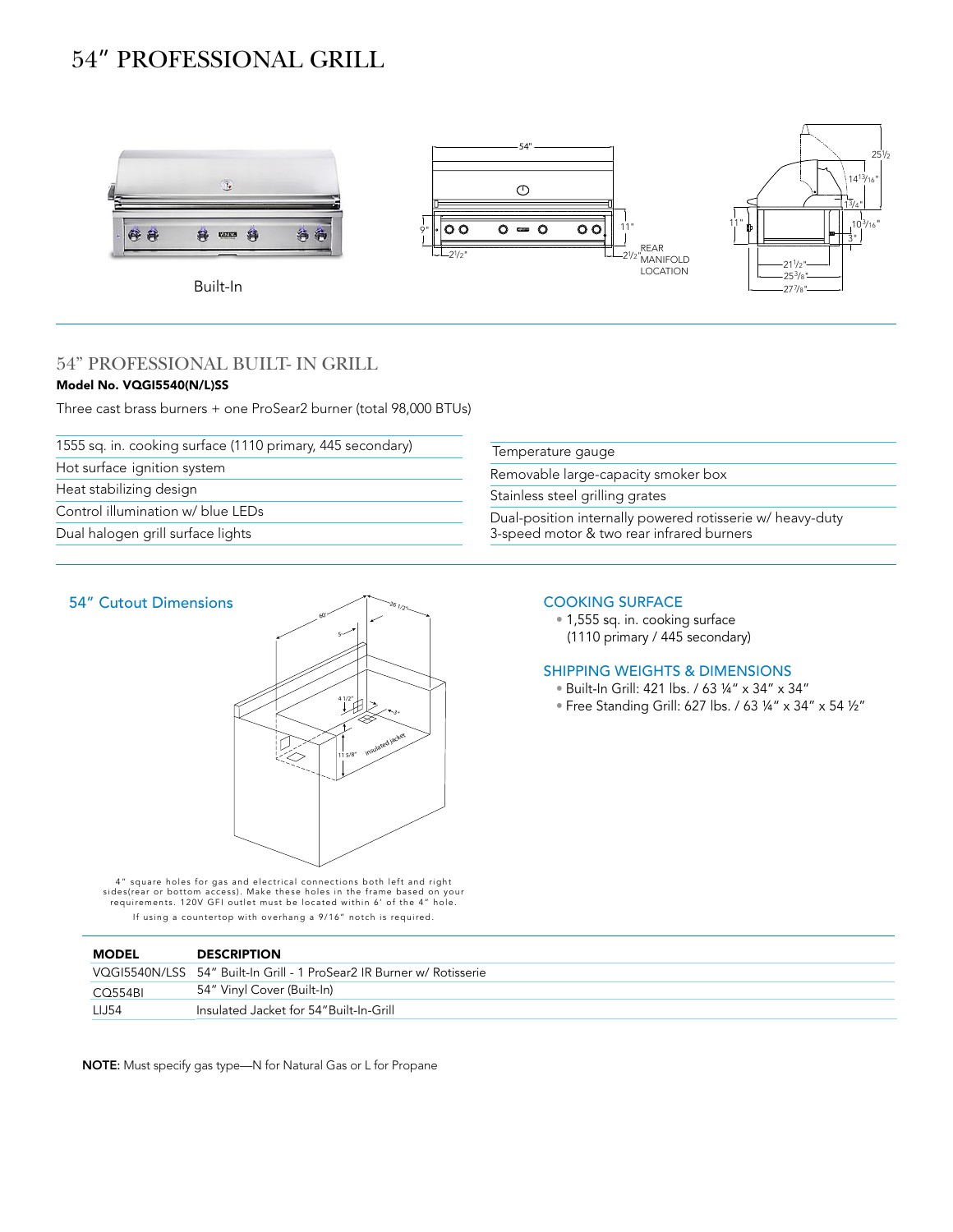# 54" PROFESSIONAL GRILL

Built-In

54"

9"

2 1/2"

11"

2 1/2"

REAR MANIFOLD LOCATION

25 1/2

14 13/16"

1 3/4"

10 3/16"

11"

3"

21 1/2"

25 3/8"

27 7/8"

## 54" PROFESSIONAL BUILT- IN GRILL

**Model No. VQGI5540(N/L)SS**

Three cast brass burners + one ProSear2 burner (total 98,000 BTUs)

| | |
|---|---|
| 1555 sq. in. cooking surface (1110 primary, 445 secondary) | Temperature gauge |
| Hot surface ignition system | Removable large-capacity smoker box |
| Heat stabilizing design | Stainless steel grilling grates |
| Control illumination w/ blue LEDs | Dual-position internally powered rotisserie w/ heavy-duty 3-speed motor & two rear infrared burners |
| Dual halogen grill surface lights | |

### 54" Cutout Dimensions

60"

26 1/2"

5"

4 1/2"

3"

11 5/8"

insulated jacket

4" square holes for gas and electrical connections both left and right sides(rear or bottom access). Make these holes in the frame based on your requirements. 120V GFI outlet must be located within 6' of the 4" hole.

If using a countertop with overhang a 9/16" notch is required.

### COOKING SURFACE

- 1,555 sq. in. cooking surface (1110 primary / 445 secondary)

### SHIPPING WEIGHTS & DIMENSIONS

- Built-In Grill: 421 lbs. / 63 ¼" x 34" x 34"
- Free Standing Grill: 627 lbs. / 63 ¼" x 34" x 54 ½"

| MODEL | DESCRIPTION |
|---|---|
| VQGI5540N/LSS | 54" Built-In Grill - 1 ProSear2 IR Burner w/ Rotisserie |
| CQ554BI | 54" Vinyl Cover (Built-In) |
| LIJ54 | Insulated Jacket for 54"Built-In-Grill |

**NOTE:** Must specify gas type—N for Natural Gas or L for Propane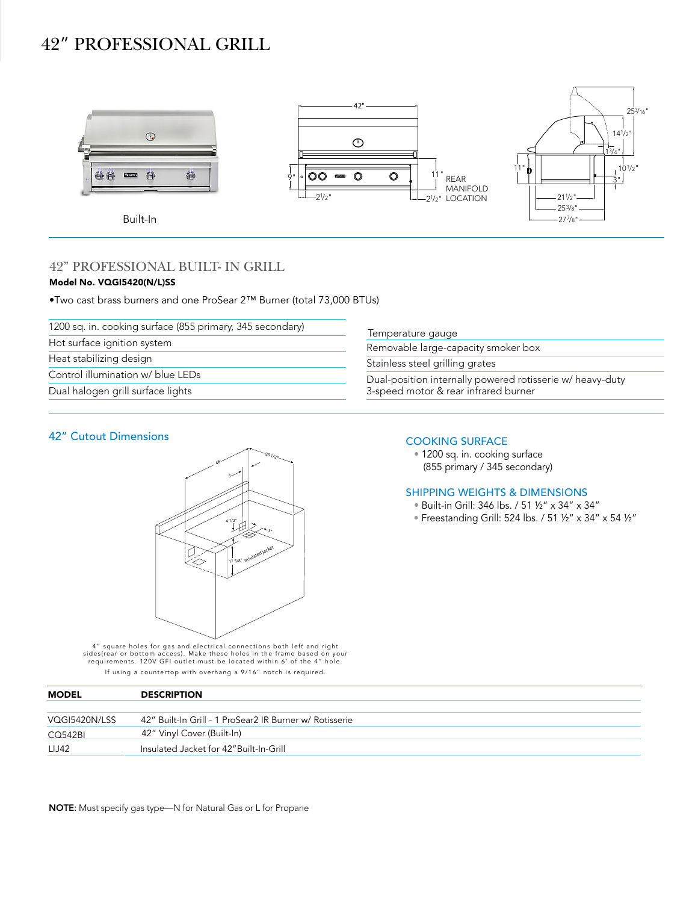# 42″ PROFESSIONAL GRILL

Built-In

42"

9"

2½"

11"

REAR MANIFOLD LOCATION

2½"

25³⁄₁₆"

14½"

1¾"

10½"

11"

3"

21½"

25⅜"

27⅞"

## 42" PROFESSIONAL BUILT- IN GRILL

**Model No. VQGI5420(N/L)SS**

•Two cast brass burners and one ProSear 2™ Burner (total 73,000 BTUs)

| | |
|---|---|
| 1200 sq. in. cooking surface (855 primary, 345 secondary) | Temperature gauge |
| Hot surface ignition system | Removable large-capacity smoker box |
| Heat stabilizing design | Stainless steel grilling grates |
| Control illumination w/ blue LEDs | Dual-position internally powered rotisserie w/ heavy-duty 3-speed motor & rear infrared burner |
| Dual halogen grill surface lights | |

### 42" Cutout Dimensions

48

26 1/2

5

4 1/2"

3"

11 5/8"

insulated jacket

4" square holes for gas and electrical connections both left and right sides(rear or bottom access). Make these holes in the frame based on your requirements. 120V GFI outlet must be located within 6' of the 4" hole.

If using a countertop with overhang a 9/16" notch is required.

### COOKING SURFACE

- 1200 sq. in. cooking surface (855 primary / 345 secondary)

### SHIPPING WEIGHTS & DIMENSIONS

- Built-in Grill: 346 lbs. / 51 ½" x 34" x 34"
- Freestanding Grill: 524 lbs. / 51 ½" x 34" x 54 ½"

| MODEL | DESCRIPTION |
|---|---|
| VQGI5420N/LSS | 42" Built-In Grill - 1 ProSear2 IR Burner w/ Rotisserie |
| CQ542BI | 42" Vinyl Cover (Built-In) |
| LIJ42 | Insulated Jacket for 42"Built-In-Grill |

**NOTE:** Must specify gas type—N for Natural Gas or L for Propane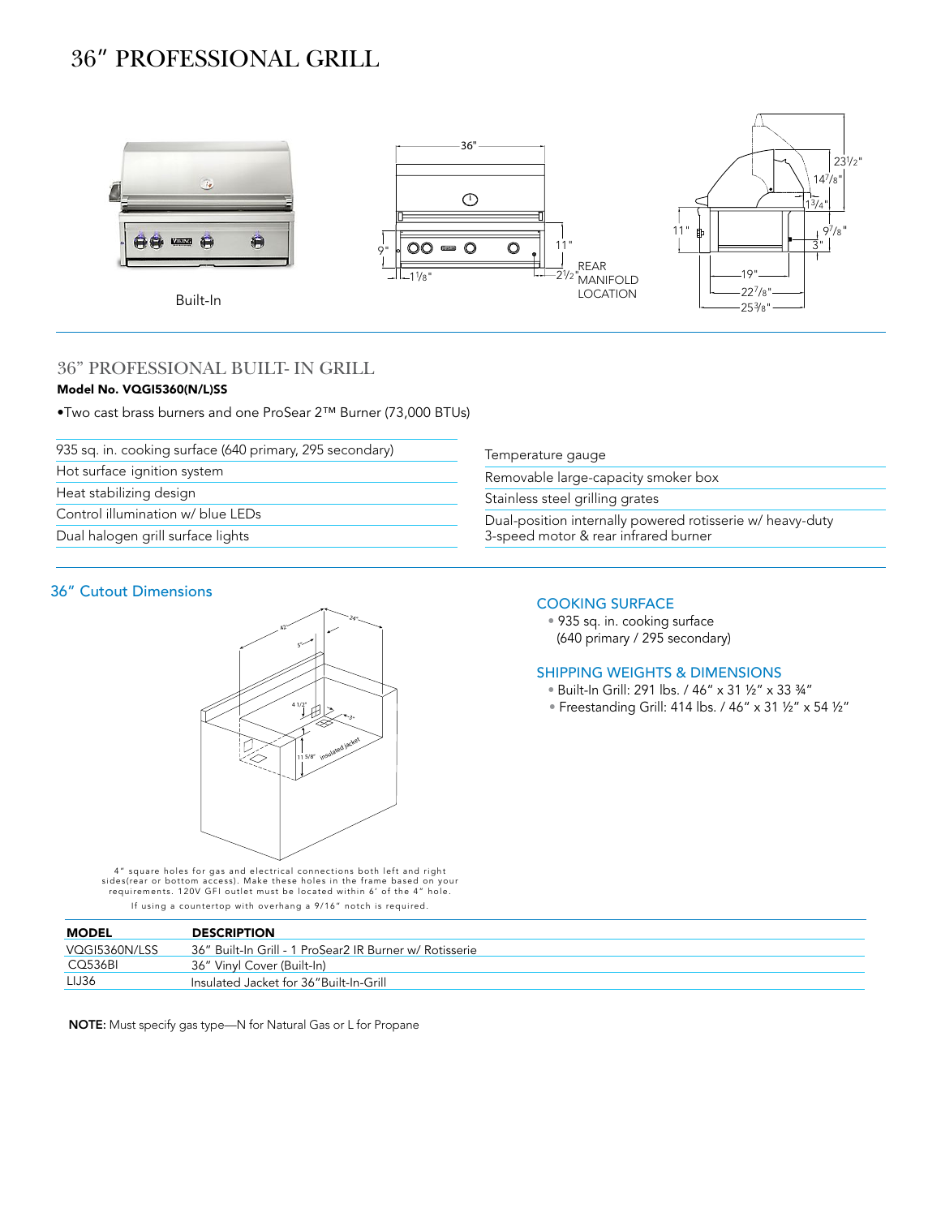# 36" PROFESSIONAL GRILL

Built-In

36"

9"

1 1/8"

11"

2 1/2"

REAR MANIFOLD LOCATION

23 1/2"

14 7/8"

1 3/4"

11"

9 7/8"

3"

19"

22 7/8"

25 3/8"

## 36" PROFESSIONAL BUILT- IN GRILL

**Model No. VQGI5360(N/L)SS**

•Two cast brass burners and one ProSear 2™ Burner (73,000 BTUs)

- 935 sq. in. cooking surface (640 primary, 295 secondary)
- Hot surface ignition system
- Heat stabilizing design
- Control illumination w/ blue LEDs
- Dual halogen grill surface lights
- Temperature gauge
- Removable large-capacity smoker box
- Stainless steel grilling grates
- Dual-position internally powered rotisserie w/ heavy-duty 3-speed motor & rear infrared burner

### 36" Cutout Dimensions

4" square holes for gas and electrical connections both left and right sides(rear or bottom access). Make these holes in the frame based on your requirements. 120V GFI outlet must be located within 6' of the 4" hole.

If using a countertop with overhang a 9/16" notch is required.

### COOKING SURFACE

- 935 sq. in. cooking surface (640 primary / 295 secondary)

### SHIPPING WEIGHTS & DIMENSIONS

- Built-In Grill: 291 lbs. / 46" x 31 ½" x 33 ¾"
- Freestanding Grill: 414 lbs. / 46" x 31 ½" x 54 ½"

| MODEL | DESCRIPTION |
|---|---|
| VQGI5360N/LSS | 36" Built-In Grill - 1 ProSear2 IR Burner w/ Rotisserie |
| CQ536BI | 36" Vinyl Cover (Built-In) |
| LIJ36 | Insulated Jacket for 36"Built-In-Grill |

**NOTE:** Must specify gas type—N for Natural Gas or L for Propane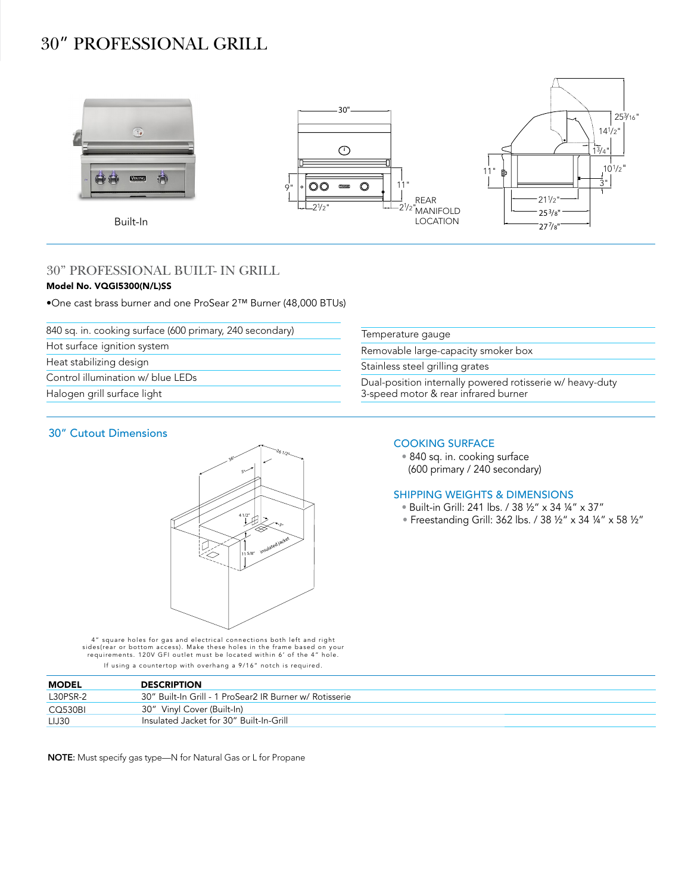# 30″ PROFESSIONAL GRILL

Built-In

30"

9"

11"

2½"

2½"

REAR MANIFOLD LOCATION

25³⁄₁₆"

14½"

1¾"

10½"

11"

3"

21½"

25⅜"

27⅞"

## 30” PROFESSIONAL BUILT- IN GRILL

**Model No. VQGI5300(N/L)SS**

•One cast brass burner and one ProSear 2™ Burner (48,000 BTUs)

| | |
|---|---|
| 840 sq. in. cooking surface (600 primary, 240 secondary) | Temperature gauge |
| Hot surface ignition system | Removable large-capacity smoker box |
| Heat stabilizing design | Stainless steel grilling grates |
| Control illumination w/ blue LEDs | Dual-position internally powered rotisserie w/ heavy-duty 3-speed motor & rear infrared burner |
| Halogen grill surface light | |

### 30” Cutout Dimensions

36"

26 1/2"

5"

4 1/2"

3"

11 5/8"

insulated jacket

4" square holes for gas and electrical connections both left and right sides(rear or bottom access). Make these holes in the frame based on your requirements. 120V GFI outlet must be located within 6' of the 4" hole.

If using a countertop with overhang a 9/16" notch is required.

### COOKING SURFACE

- 840 sq. in. cooking surface (600 primary / 240 secondary)

### SHIPPING WEIGHTS & DIMENSIONS

- Built-in Grill: 241 lbs. / 38 ½” x 34 ¼” x 37”
- Freestanding Grill: 362 lbs. / 38 ½” x 34 ¼” x 58 ½”

| MODEL | DESCRIPTION |
|---|---|
| L30PSR-2 | 30” Built-In Grill - 1 ProSear2 IR Burner w/ Rotisserie |
| CQ530BI | 30” Vinyl Cover (Built-In) |
| LIJ30 | Insulated Jacket for 30” Built-In-Grill |

**NOTE:** Must specify gas type—N for Natural Gas or L for Propane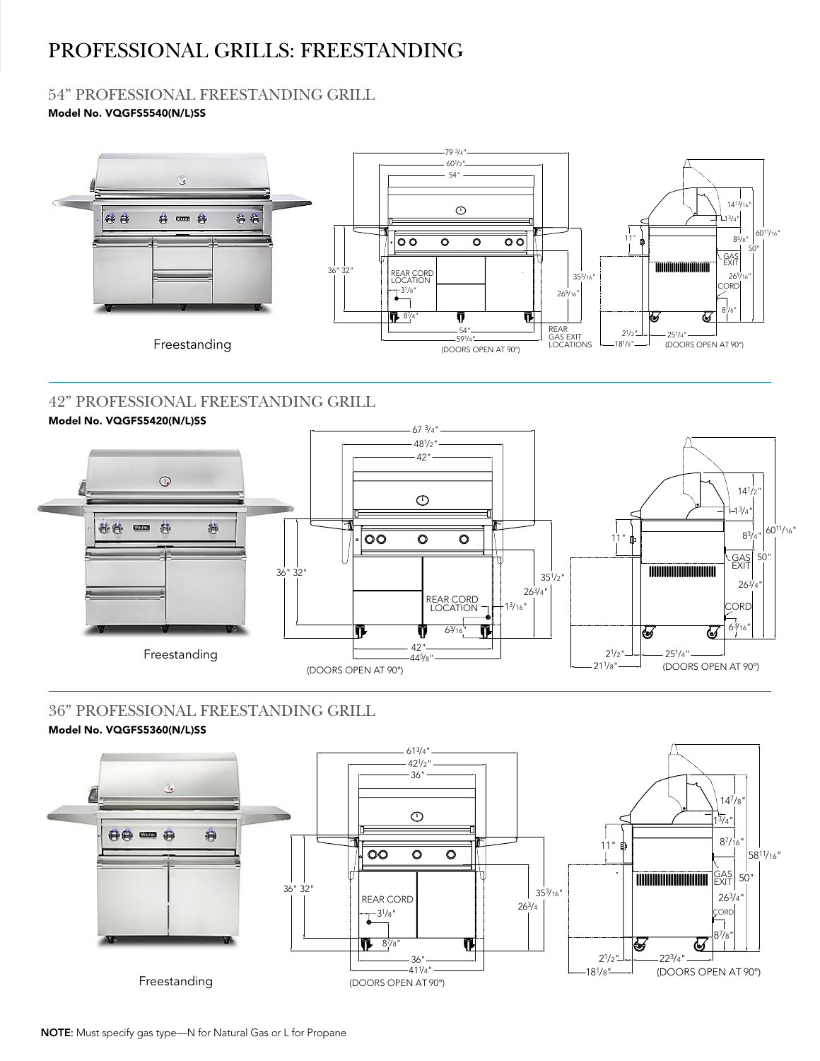# PROFESSIONAL GRILLS: FREESTANDING

## 54" PROFESSIONAL FREESTANDING GRILL

**Model No. VQGFS5540(N/L)SS**

Freestanding

## 42" PROFESSIONAL FREESTANDING GRILL

**Model No. VQGFS5420(N/L)SS**

Freestanding

## 36" PROFESSIONAL FREESTANDING GRILL

**Model No. VQGFS5360(N/L)SS**

Freestanding

**NOTE:** Must specify gas type—N for Natural Gas or L for Propane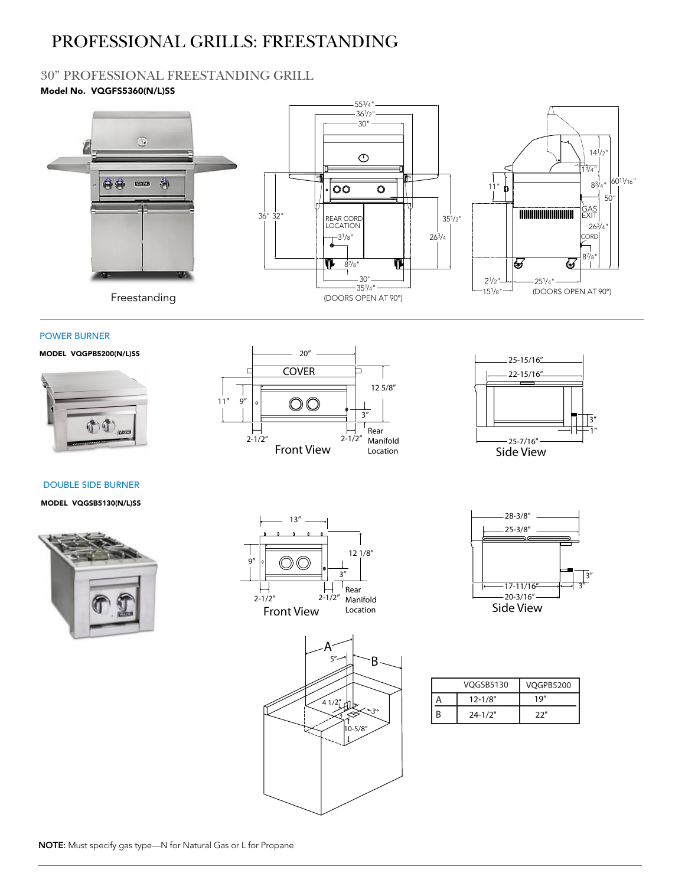# PROFESSIONAL GRILLS: FREESTANDING

## 30" PROFESSIONAL FREESTANDING GRILL

**Model No. VQGFS5360(N/L)SS**

Freestanding

55¾"
36½"
30"
36" 32"
REAR CORD LOCATION
3⅛"
8⅞"
35½"
26¾
30"
35¼"
(DOORS OPEN AT 90°)

14½"
1¾"
8¾"
60¹¹⁄₁₆"
50"
11"
GAS EXIT
26¾"
CORD
8⅞"
2½"
25¼"
15⅛"
(DOORS OPEN AT 90°)

### POWER BURNER

**MODEL VQGPB5200(N/L)SS**

20"
COVER
11" 9"
12 5/8"
3"
2-1/2" 2-1/2"
Front View
Rear Manifold Location

25-15/16"
22-15/16"
3"
1"
25-7/16"
Side View

### DOUBLE SIDE BURNER

**MODEL VQGSB5130(N/L)SS**

13"
9"
12 1/8"
3"
2-1/2" 2-1/2"
Front View
Rear Manifold Location

28-3/8"
25-3/8"
3"
3"
17-11/16"
20-3/16"
Side View

A
5"
B
4 1/2"
3"
10-5/8"

| | VQGSB5130 | VQGPB5200 |
|---|---|---|
| A | 12-1/8" | 19" |
| B | 24-1/2" | 22" |

**NOTE**: Must specify gas type—N for Natural Gas or L for Propane